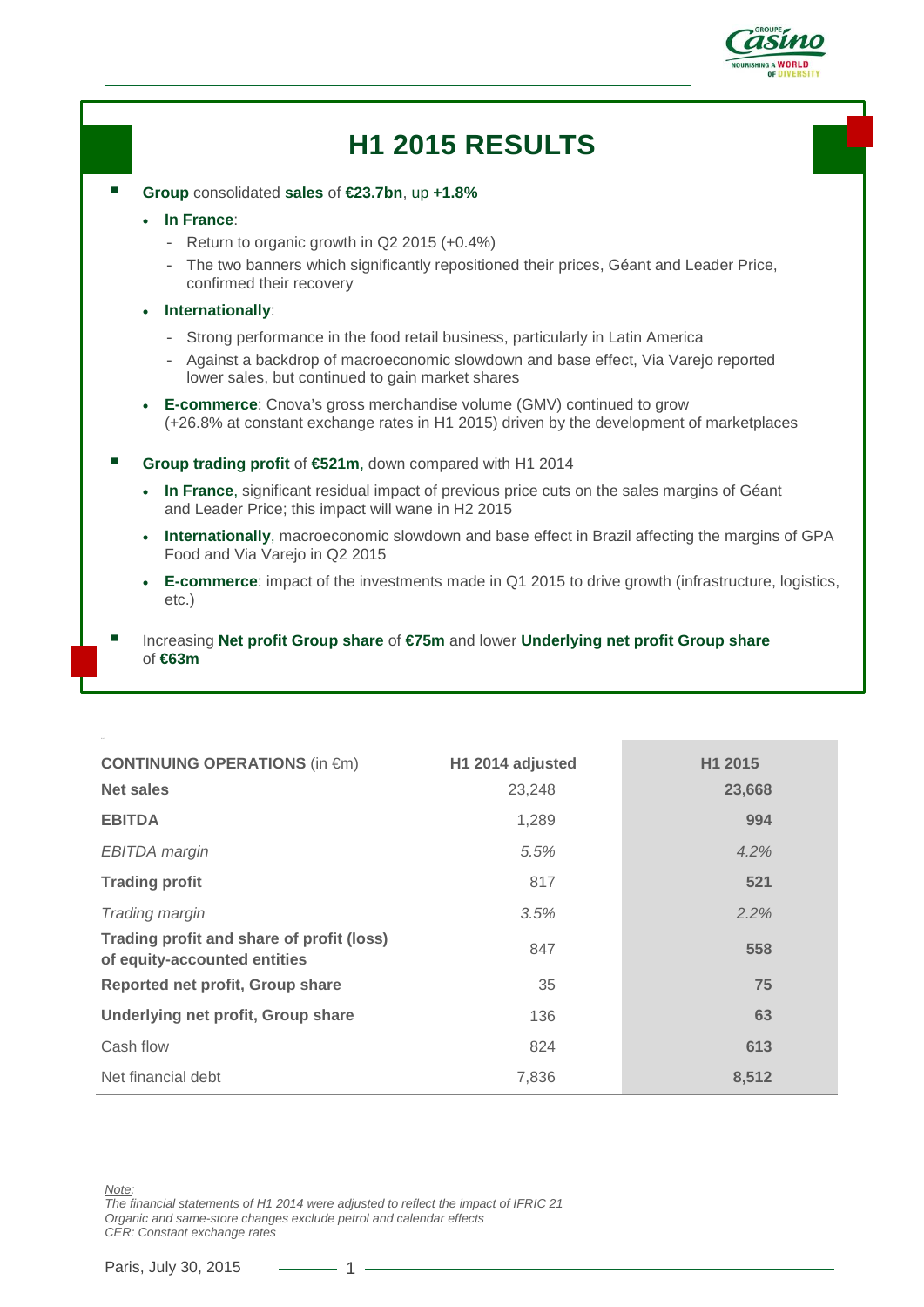# H1 2015 RESULTS

- **Group** consolidated **sales** of **€23.7bn**, up **+1.8%**
  - **In France**:
    - Return to organic growth in Q2 2015 (+0.4%)
    - The two banners which significantly repositioned their prices, Géant and Leader Price, confirmed their recovery
  - **Internationally**:
    - Strong performance in the food retail business, particularly in Latin America
    - Against a backdrop of macroeconomic slowdown and base effect, Via Varejo reported lower sales, but continued to gain market shares
  - **E-commerce**: Cnova's gross merchandise volume (GMV) continued to grow (+26.8% at constant exchange rates in H1 2015) driven by the development of marketplaces
- **Group trading profit** of **€521m**, down compared with H1 2014
  - **In France**, significant residual impact of previous price cuts on the sales margins of Géant and Leader Price; this impact will wane in H2 2015
  - **Internationally**, macroeconomic slowdown and base effect in Brazil affecting the margins of GPA Food and Via Varejo in Q2 2015
  - **E-commerce**: impact of the investments made in Q1 2015 to drive growth (infrastructure, logistics, etc.)
- Increasing **Net profit Group share** of **€75m** and lower **Underlying net profit Group share** of **€63m**

| **CONTINUING OPERATIONS** (in €m) | H1 2014 adjusted | H1 2015 |
|---|---|---|
| **Net sales** | 23,248 | **23,668** |
| **EBITDA** | 1,289 | **994** |
| *EBITDA margin* | *5.5%* | *4.2%* |
| **Trading profit** | 817 | **521** |
| *Trading margin* | *3.5%* | *2.2%* |
| **Trading profit and share of profit (loss) of equity-accounted entities** | 847 | **558** |
| **Reported net profit, Group share** | 35 | **75** |
| **Underlying net profit, Group share** | 136 | **63** |
| Cash flow | 824 | **613** |
| Net financial debt | 7,836 | **8,512** |

*Note:*
*The financial statements of H1 2014 were adjusted to reflect the impact of IFRIC 21*
*Organic and same-store changes exclude petrol and calendar effects*
*CER: Constant exchange rates*

Paris, July 30, 2015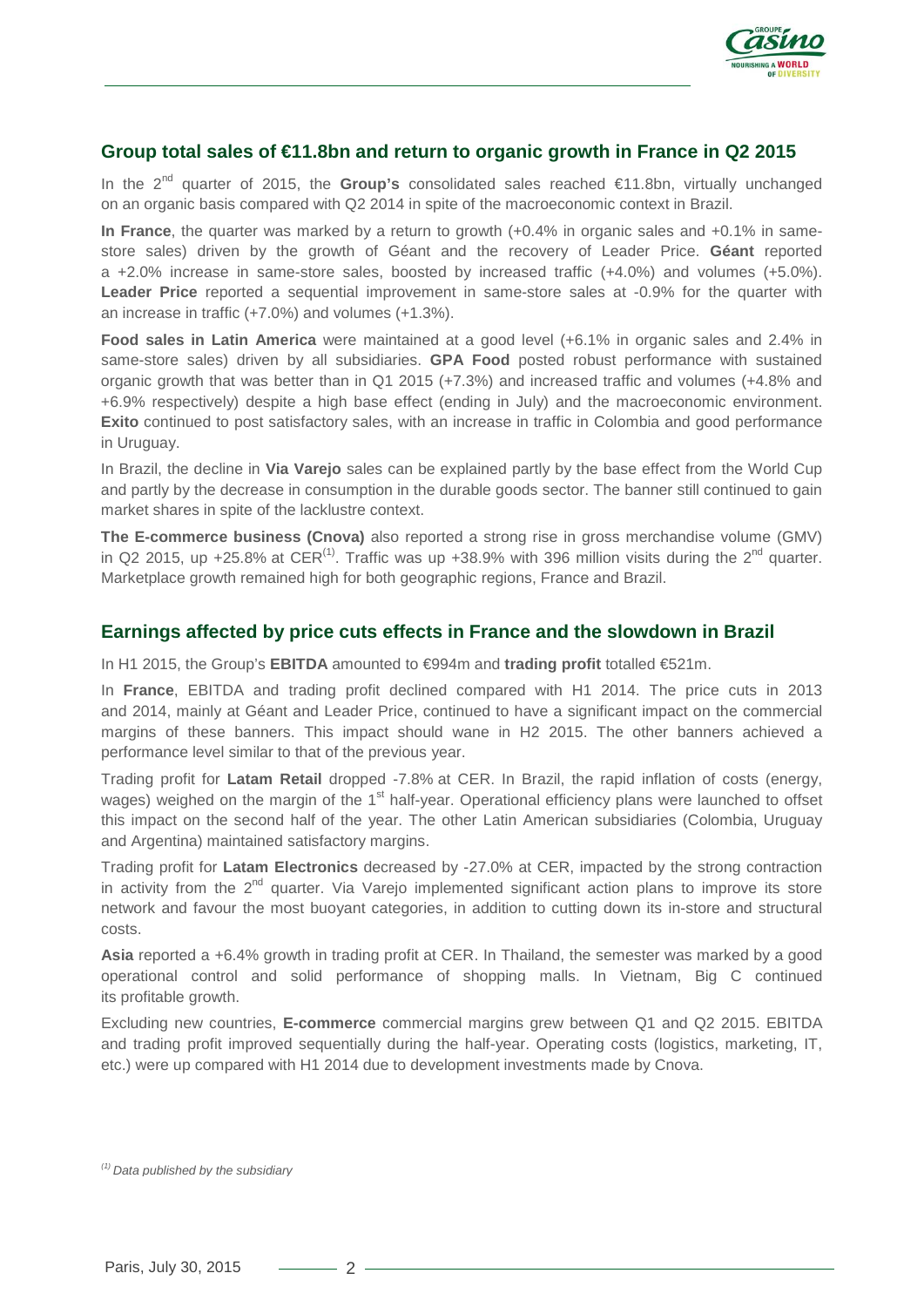## Group total sales of €11.8bn and return to organic growth in France in Q2 2015

In the 2nd quarter of 2015, the **Group's** consolidated sales reached €11.8bn, virtually unchanged on an organic basis compared with Q2 2014 in spite of the macroeconomic context in Brazil.

**In France**, the quarter was marked by a return to growth (+0.4% in organic sales and +0.1% in same-store sales) driven by the growth of Géant and the recovery of Leader Price. **Géant** reported a +2.0% increase in same-store sales, boosted by increased traffic (+4.0%) and volumes (+5.0%). **Leader Price** reported a sequential improvement in same-store sales at -0.9% for the quarter with an increase in traffic (+7.0%) and volumes (+1.3%).

**Food sales in Latin America** were maintained at a good level (+6.1% in organic sales and 2.4% in same-store sales) driven by all subsidiaries. **GPA Food** posted robust performance with sustained organic growth that was better than in Q1 2015 (+7.3%) and increased traffic and volumes (+4.8% and +6.9% respectively) despite a high base effect (ending in July) and the macroeconomic environment. **Exito** continued to post satisfactory sales, with an increase in traffic in Colombia and good performance in Uruguay.

In Brazil, the decline in **Via Varejo** sales can be explained partly by the base effect from the World Cup and partly by the decrease in consumption in the durable goods sector. The banner still continued to gain market shares in spite of the lacklustre context.

**The E-commerce business (Cnova)** also reported a strong rise in gross merchandise volume (GMV) in Q2 2015, up +25.8% at CER[1]. Traffic was up +38.9% with 396 million visits during the 2nd quarter. Marketplace growth remained high for both geographic regions, France and Brazil.

## Earnings affected by price cuts effects in France and the slowdown in Brazil

In H1 2015, the Group's **EBITDA** amounted to €994m and **trading profit** totalled €521m.

In **France**, EBITDA and trading profit declined compared with H1 2014. The price cuts in 2013 and 2014, mainly at Géant and Leader Price, continued to have a significant impact on the commercial margins of these banners. This impact should wane in H2 2015. The other banners achieved a performance level similar to that of the previous year.

Trading profit for **Latam Retail** dropped -7.8% at CER. In Brazil, the rapid inflation of costs (energy, wages) weighed on the margin of the 1st half-year. Operational efficiency plans were launched to offset this impact on the second half of the year. The other Latin American subsidiaries (Colombia, Uruguay and Argentina) maintained satisfactory margins.

Trading profit for **Latam Electronics** decreased by -27.0% at CER, impacted by the strong contraction in activity from the 2nd quarter. Via Varejo implemented significant action plans to improve its store network and favour the most buoyant categories, in addition to cutting down its in-store and structural costs.

**Asia** reported a +6.4% growth in trading profit at CER. In Thailand, the semester was marked by a good operational control and solid performance of shopping malls. In Vietnam, Big C continued its profitable growth.

Excluding new countries, **E-commerce** commercial margins grew between Q1 and Q2 2015. EBITDA and trading profit improved sequentially during the half-year. Operating costs (logistics, marketing, IT, etc.) were up compared with H1 2014 due to development investments made by Cnova.

*[1] Data published by the subsidiary*

Paris, July 30, 2015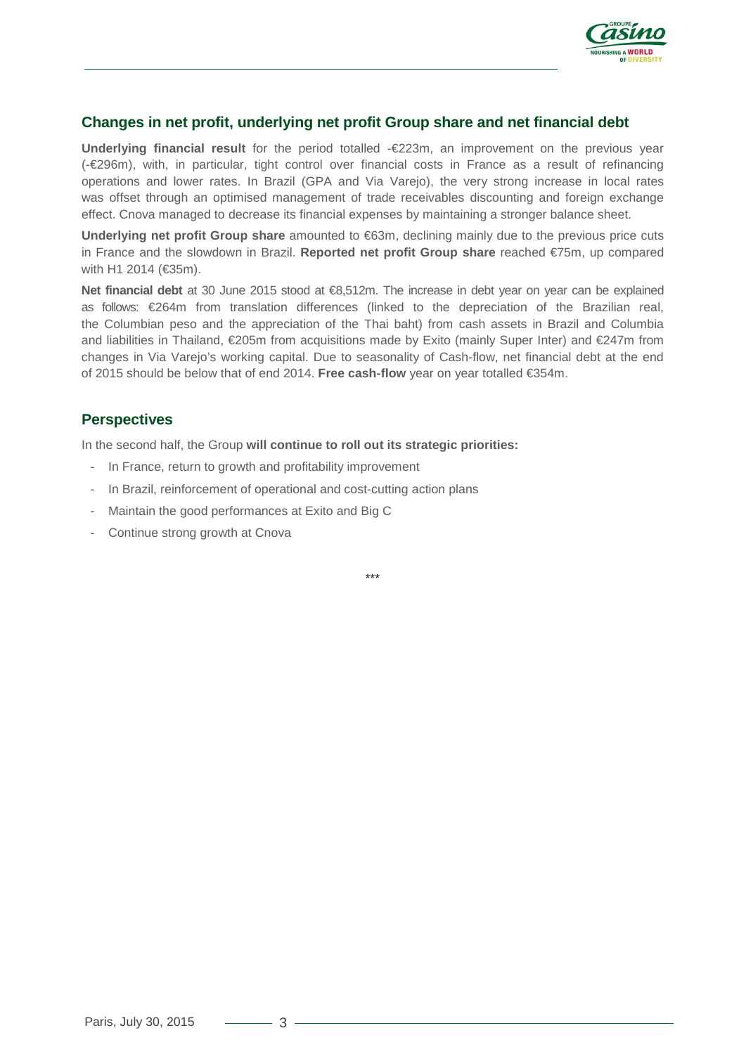## Changes in net profit, underlying net profit Group share and net financial debt

**Underlying financial result** for the period totalled -€223m, an improvement on the previous year (-€296m), with, in particular, tight control over financial costs in France as a result of refinancing operations and lower rates. In Brazil (GPA and Via Varejo), the very strong increase in local rates was offset through an optimised management of trade receivables discounting and foreign exchange effect. Cnova managed to decrease its financial expenses by maintaining a stronger balance sheet.

**Underlying net profit Group share** amounted to €63m, declining mainly due to the previous price cuts in France and the slowdown in Brazil. **Reported net profit Group share** reached €75m, up compared with H1 2014 (€35m).

**Net financial debt** at 30 June 2015 stood at €8,512m. The increase in debt year on year can be explained as follows: €264m from translation differences (linked to the depreciation of the Brazilian real, the Columbian peso and the appreciation of the Thai baht) from cash assets in Brazil and Columbia and liabilities in Thailand, €205m from acquisitions made by Exito (mainly Super Inter) and €247m from changes in Via Varejo's working capital. Due to seasonality of Cash-flow, net financial debt at the end of 2015 should be below that of end 2014. **Free cash-flow** year on year totalled €354m.

## Perspectives

In the second half, the Group **will continue to roll out its strategic priorities:**

- In France, return to growth and profitability improvement
- In Brazil, reinforcement of operational and cost-cutting action plans
- Maintain the good performances at Exito and Big C
- Continue strong growth at Cnova

***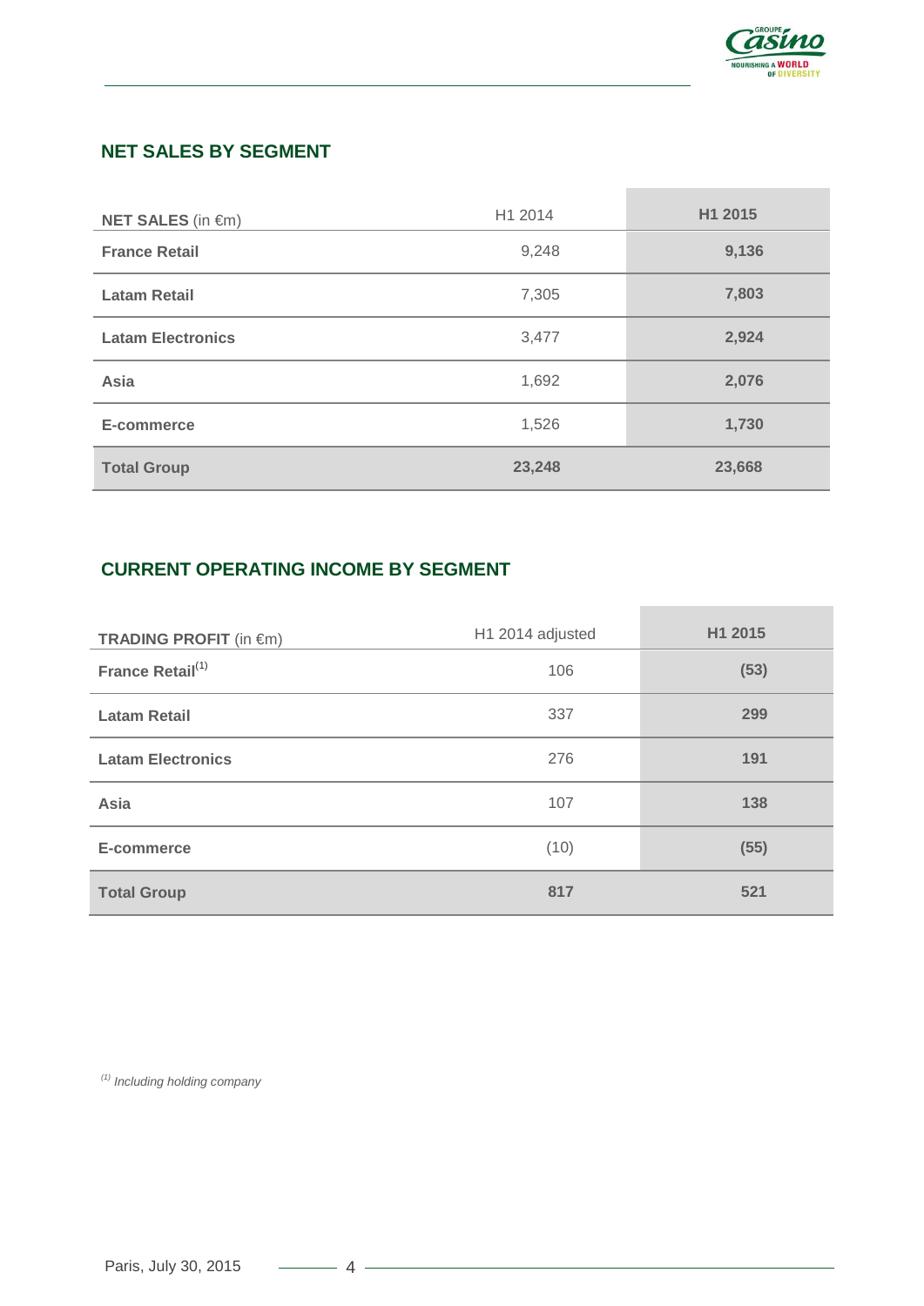## NET SALES BY SEGMENT

| **NET SALES** (in €m) | H1 2014 | **H1 2015** |
|---|---|---|
| **France Retail** | 9,248 | **9,136** |
| **Latam Retail** | 7,305 | **7,803** |
| **Latam Electronics** | 3,477 | **2,924** |
| **Asia** | 1,692 | **2,076** |
| **E-commerce** | 1,526 | **1,730** |
| **Total Group** | **23,248** | **23,668** |

## CURRENT OPERATING INCOME BY SEGMENT

| **TRADING PROFIT** (in €m) | H1 2014 adjusted | **H1 2015** |
|---|---|---|
| **France Retail**[1] | 106 | **(53)** |
| **Latam Retail** | 337 | **299** |
| **Latam Electronics** | 276 | **191** |
| **Asia** | 107 | **138** |
| **E-commerce** | (10) | **(55)** |
| **Total Group** | **817** | **521** |

[1] *Including holding company*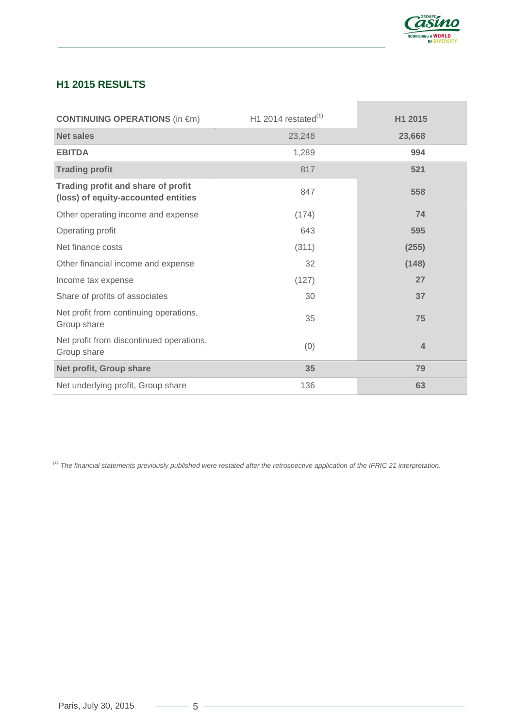## H1 2015 RESULTS

| **CONTINUING OPERATIONS** (in €m) | H1 2014 restated[1] | **H1 2015** |
|---|---|---|
| **Net sales** | 23,248 | **23,668** |
| **EBITDA** | 1,289 | **994** |
| **Trading profit** | 817 | **521** |
| **Trading profit and share of profit (loss) of equity-accounted entities** | 847 | **558** |
| Other operating income and expense | (174) | **74** |
| Operating profit | 643 | **595** |
| Net finance costs | (311) | **(255)** |
| Other financial income and expense | 32 | **(148)** |
| Income tax expense | (127) | **27** |
| Share of profits of associates | 30 | **37** |
| Net profit from continuing operations, Group share | 35 | **75** |
| Net profit from discontinued operations, Group share | (0) | **4** |
| **Net profit, Group share** | **35** | **79** |
| Net underlying profit, Group share | 136 | **63** |

*[1] The financial statements previously published were restated after the retrospective application of the IFRIC 21 interpretation.*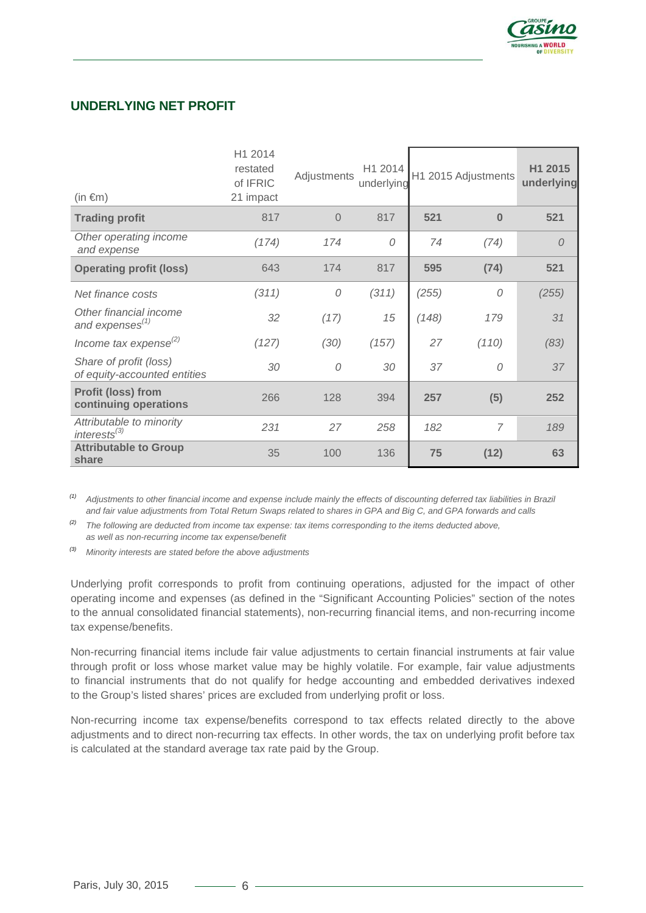## UNDERLYING NET PROFIT

| (in €m) | H1 2014 restated of IFRIC 21 impact | Adjustments | H1 2014 underlying | H1 2015 | Adjustments | H1 2015 underlying |
|---|---|---|---|---|---|---|
| **Trading profit** | 817 | 0 | 817 | **521** | **0** | **521** |
| *Other operating income and expense* | *(174)* | *174* | *0* | *74* | *(74)* | *0* |
| **Operating profit (loss)** | 643 | 174 | 817 | **595** | **(74)** | **521** |
| *Net finance costs* | *(311)* | *0* | *(311)* | *(255)* | *0* | *(255)* |
| *Other financial income and expenses[1]* | *32* | *(17)* | *15* | *(148)* | *179* | *31* |
| *Income tax expense[2]* | *(127)* | *(30)* | *(157)* | *27* | *(110)* | *(83)* |
| *Share of profit (loss) of equity-accounted entities* | *30* | *0* | *30* | *37* | *0* | *37* |
| **Profit (loss) from continuing operations** | 266 | 128 | 394 | **257** | **(5)** | **252** |
| *Attributable to minority interests[3]* | *231* | *27* | *258* | *182* | *7* | *189* |
| **Attributable to Group share** | 35 | 100 | 136 | **75** | **(12)** | **63** |

*[1] Adjustments to other financial income and expense include mainly the effects of discounting deferred tax liabilities in Brazil and fair value adjustments from Total Return Swaps related to shares in GPA and Big C, and GPA forwards and calls*

*[2] The following are deducted from income tax expense: tax items corresponding to the items deducted above, as well as non-recurring income tax expense/benefit*

*[3] Minority interests are stated before the above adjustments*

Underlying profit corresponds to profit from continuing operations, adjusted for the impact of other operating income and expenses (as defined in the "Significant Accounting Policies" section of the notes to the annual consolidated financial statements), non-recurring financial items, and non-recurring income tax expense/benefits.

Non-recurring financial items include fair value adjustments to certain financial instruments at fair value through profit or loss whose market value may be highly volatile. For example, fair value adjustments to financial instruments that do not qualify for hedge accounting and embedded derivatives indexed to the Group's listed shares' prices are excluded from underlying profit or loss.

Non-recurring income tax expense/benefits correspond to tax effects related directly to the above adjustments and to direct non-recurring tax effects. In other words, the tax on underlying profit before tax is calculated at the standard average tax rate paid by the Group.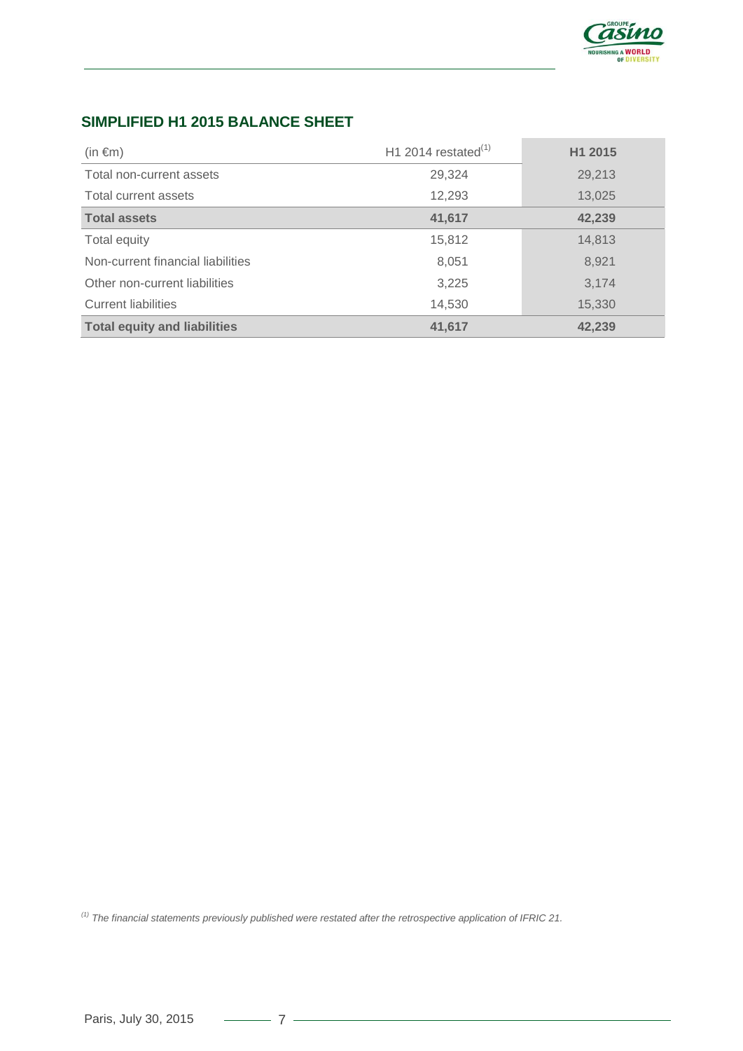## SIMPLIFIED H1 2015 BALANCE SHEET

| (in €m) | H1 2014 restated[1] | H1 2015 |
|---|---|---|
| Total non-current assets | 29,324 | 29,213 |
| Total current assets | 12,293 | 13,025 |
| **Total assets** | **41,617** | **42,239** |
| Total equity | 15,812 | 14,813 |
| Non-current financial liabilities | 8,051 | 8,921 |
| Other non-current liabilities | 3,225 | 3,174 |
| Current liabilities | 14,530 | 15,330 |
| **Total equity and liabilities** | **41,617** | **42,239** |

*[1] The financial statements previously published were restated after the retrospective application of IFRIC 21.*

Paris, July 30, 2015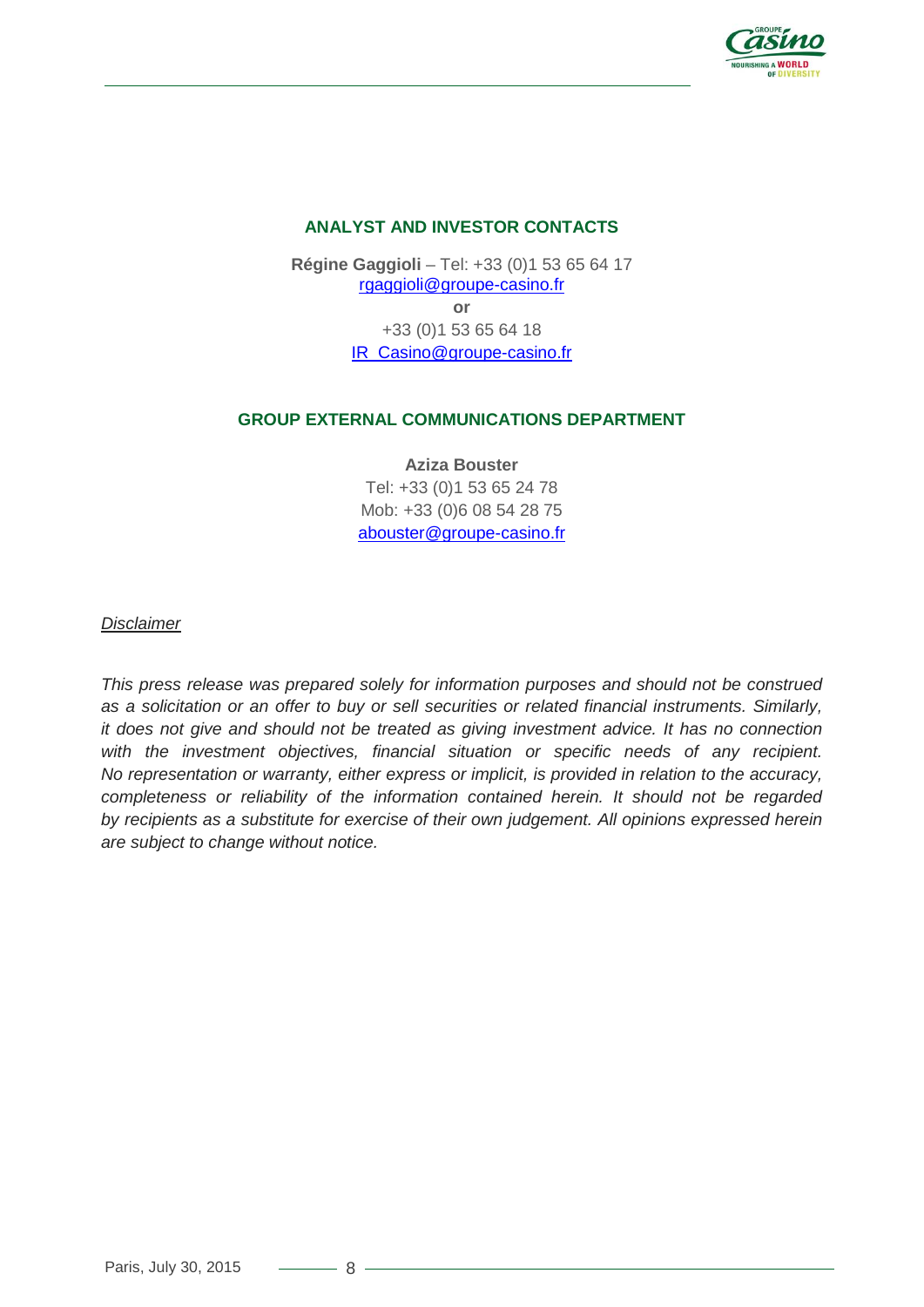**ANALYST AND INVESTOR CONTACTS**

**Régine Gaggioli** – Tel: +33 (0)1 53 65 64 17
rgaggioli@groupe-casino.fr
**or**
+33 (0)1 53 65 64 18
IR_Casino@groupe-casino.fr

**GROUP EXTERNAL COMMUNICATIONS DEPARTMENT**

**Aziza Bouster**
Tel: +33 (0)1 53 65 24 78
Mob: +33 (0)6 08 54 28 75
abouster@groupe-casino.fr

*Disclaimer*

*This press release was prepared solely for information purposes and should not be construed as a solicitation or an offer to buy or sell securities or related financial instruments. Similarly, it does not give and should not be treated as giving investment advice. It has no connection with the investment objectives, financial situation or specific needs of any recipient. No representation or warranty, either express or implicit, is provided in relation to the accuracy, completeness or reliability of the information contained herein. It should not be regarded by recipients as a substitute for exercise of their own judgement. All opinions expressed herein are subject to change without notice.*